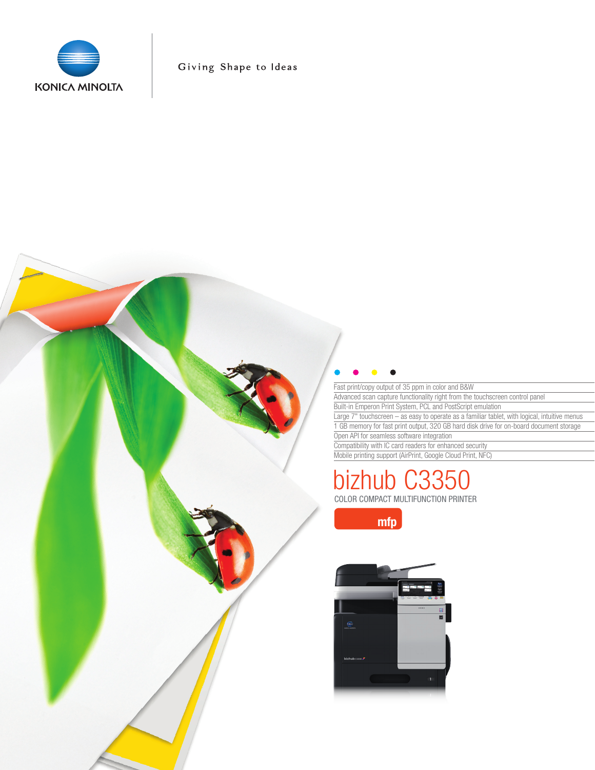KONICA MINOLTA

Giving Shape to Ideas

- Fast print/copy output of 35 ppm in color and B&W
- Advanced scan capture functionality right from the touchscreen control panel
- Built-in Emperon Print System, PCL and PostScript emulation
- Large 7" touchscreen – as easy to operate as a familiar tablet, with logical, intuitive menus
- 1 GB memory for fast print output, 320 GB hard disk drive for on-board document storage
- Open API for seamless software integration
- Compatibility with IC card readers for enhanced security
- Mobile printing support (AirPrint, Google Cloud Print, NFC)

# bizhub C3350

COLOR COMPACT MULTIFUNCTION PRINTER

**mfp**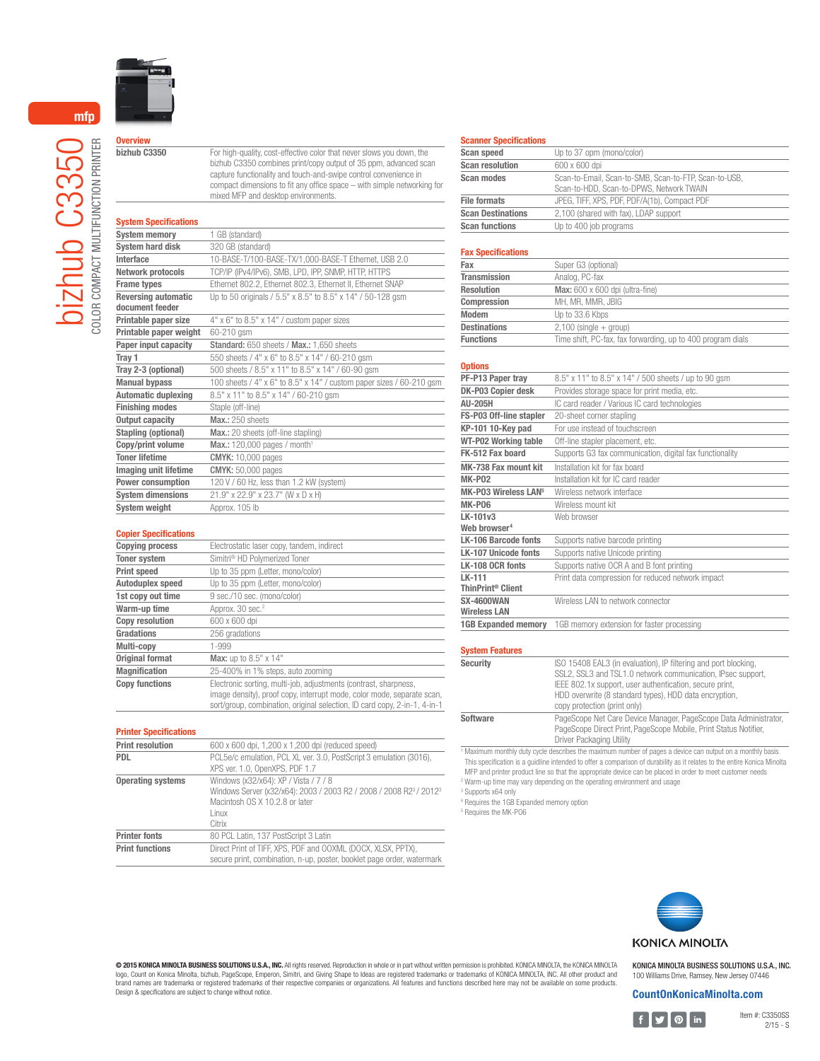# bizhub C3350

COLOR COMPACT MULTIFUNCTION PRINTER

mfp

## Overview

| | |
|---|---|
| **bizhub C3350** | For high-quality, cost-effective color that never slows you down, the bizhub C3350 combines print/copy output of 35 ppm, advanced scan capture functionality and touch-and-swipe control convenience in compact dimensions to fit any office space – with simple networking for mixed MFP and desktop environments. |

## System Specifications

| | |
|---|---|
| **System memory** | 1 GB (standard) |
| **System hard disk** | 320 GB (standard) |
| **Interface** | 10-BASE-T/100-BASE-TX/1,000-BASE-T Ethernet, USB 2.0 |
| **Network protocols** | TCP/IP (IPv4/IPv6), SMB, LPD, IPP, SNMP, HTTP, HTTPS |
| **Frame types** | Ethernet 802.2, Ethernet 802.3, Ethernet II, Ethernet SNAP |
| **Reversing automatic document feeder** | Up to 50 originals / 5.5" x 8.5" to 8.5" x 14" / 50-128 gsm |
| **Printable paper size** | 4" x 6" to 8.5" x 14" / custom paper sizes |
| **Printable paper weight** | 60-210 gsm |
| **Paper input capacity** | **Standard:** 650 sheets / **Max.:** 1,650 sheets |
| **Tray 1** | 550 sheets / 4" x 6" to 8.5" x 14" / 60-210 gsm |
| **Tray 2-3 (optional)** | 500 sheets / 8.5" x 11" to 8.5" x 14" / 60-90 gsm |
| **Manual bypass** | 100 sheets / 4" x 6" to 8.5" x 14" / custom paper sizes / 60-210 gsm |
| **Automatic duplexing** | 8.5" x 11" to 8.5" x 14" / 60-210 gsm |
| **Finishing modes** | Staple (off-line) |
| **Output capacity** | **Max.:** 250 sheets |
| **Stapling (optional)** | **Max.:** 20 sheets (off-line stapling) |
| **Copy/print volume** | **Max.:** 120,000 pages / month[1] |
| **Toner lifetime** | **CMYK:** 10,000 pages |
| **Imaging unit lifetime** | **CMYK:** 50,000 pages |
| **Power consumption** | 120 V / 60 Hz, less than 1.2 kW (system) |
| **System dimensions** | 21.9" x 22.9" x 23.7" (W x D x H) |
| **System weight** | Approx. 105 lb |

## Copier Specifications

| | |
|---|---|
| **Copying process** | Electrostatic laser copy, tandem, indirect |
| **Toner system** | Simitri® HD Polymerized Toner |
| **Print speed** | Up to 35 ppm (Letter, mono/color) |
| **Autoduplex speed** | Up to 35 ppm (Letter, mono/color) |
| **1st copy out time** | 9 sec./10 sec. (mono/color) |
| **Warm-up time** | Approx. 30 sec.[2] |
| **Copy resolution** | 600 x 600 dpi |
| **Gradations** | 256 gradations |
| **Multi-copy** | 1-999 |
| **Original format** | **Max:** up to 8.5" x 14" |
| **Magnification** | 25-400% in 1% steps, auto zooming |
| **Copy functions** | Electronic sorting, multi-job, adjustments (contrast, sharpness, image density), proof copy, interrupt mode, color mode, separate scan, sort/group, combination, original selection, ID card copy, 2-in-1, 4-in-1 |

## Printer Specifications

| | |
|---|---|
| **Print resolution** | 600 x 600 dpi, 1,200 x 1,200 dpi (reduced speed) |
| **PDL** | PCL5e/c emulation, PCL XL ver. 3.0, PostScript 3 emulation (3016), XPS ver. 1.0, OpenXPS, PDF 1.7 |
| **Operating systems** | Windows (x32/x64): XP / Vista / 7 / 8<br>Windows Server (x32/x64): 2003 / 2003 R2 / 2008 / 2008 R2[3] / 2012[3]<br>Macintosh OS X 10.2.8 or later<br>Linux<br>Citrix |
| **Printer fonts** | 80 PCL Latin, 137 PostScript 3 Latin |
| **Print functions** | Direct Print of TIFF, XPS, PDF and OOXML (DOCX, XLSX, PPTX), secure print, combination, n-up, poster, booklet page order, watermark |

## Scanner Specifications

| | |
|---|---|
| **Scan speed** | Up to 37 opm (mono/color) |
| **Scan resolution** | 600 x 600 dpi |
| **Scan modes** | Scan-to-Email, Scan-to-SMB, Scan-to-FTP, Scan-to-USB, Scan-to-HDD, Scan-to-DPWS, Network TWAIN |
| **File formats** | JPEG, TIFF, XPS, PDF, PDF/A(1b), Compact PDF |
| **Scan Destinations** | 2,100 (shared with fax), LDAP support |
| **Scan functions** | Up to 400 job programs |

## Fax Specifications

| | |
|---|---|
| **Fax** | Super G3 (optional) |
| **Transmission** | Analog, PC-fax |
| **Resolution** | **Max:** 600 x 600 dpi (ultra-fine) |
| **Compression** | MH, MR, MMR, JBIG |
| **Modem** | Up to 33.6 Kbps |
| **Destinations** | 2,100 (single + group) |
| **Functions** | Time shift, PC-fax, fax forwarding, up to 400 program dials |

## Options

| | |
|---|---|
| **PF-P13 Paper tray** | 8.5" x 11" to 8.5" x 14" / 500 sheets / up to 90 gsm |
| **DK-P03 Copier desk** | Provides storage space for print media, etc. |
| **AU-205H** | IC card reader / Various IC card technologies |
| **FS-P03 Off-line stapler** | 20-sheet corner stapling |
| **KP-101 10-Key pad** | For use instead of touchscreen |
| **WT-P02 Working table** | Off-line stapler placement, etc. |
| **FK-512 Fax board** | Supports G3 fax communication, digital fax functionality |
| **MK-738 Fax mount kit** | Installation kit for fax board |
| **MK-P02** | Installation kit for IC card reader |
| **MK-P03 Wireless LAN[5]** | Wireless network interface |
| **MK-P06** | Wireless mount kit |
| **LK-101v3 Web browser[4]** | Web browser |
| **LK-106 Barcode fonts** | Supports native barcode printing |
| **LK-107 Unicode fonts** | Supports native Unicode printing |
| **LK-108 OCR fonts** | Supports native OCR A and B font printing |
| **LK-111 ThinPrint® Client** | Print data compression for reduced network impact |
| **SX-4600WAN Wireless LAN** | Wireless LAN to network connector |
| **1GB Expanded memory** | 1GB memory extension for faster processing |

## System Features

| | |
|---|---|
| **Security** | ISO 15408 EAL3 (in evaluation), IP filtering and port blocking, SSL2, SSL3 and TSL1.0 network communication, IPsec support, IEEE 802.1x support, user authentication, secure print, HDD overwrite (8 standard types), HDD data encryption, copy protection (print only) |
| **Software** | PageScope Net Care Device Manager, PageScope Data Administrator, PageScope Direct Print, PageScope Mobile, Print Status Notifier, Driver Packaging Utility |

[1] Maximum monthly duty cycle describes the maximum number of pages a device can output on a monthly basis. This specification is a guideline intended to offer a comparison of durability as it relates to the entire Konica Minolta MFP and printer product line so that the appropriate device can be placed in order to meet customer needs

[2] Warm-up time may vary depending on the operating environment and usage

[3] Supports x64 only

[4] Requires the 1GB Expanded memory option

[5] Requires the MK-P06

KONICA MINOLTA

**© 2015 KONICA MINOLTA BUSINESS SOLUTIONS U.S.A., INC.** All rights reserved. Reproduction in whole or in part without written permission is prohibited. KONICA MINOLTA, the KONICA MINOLTA logo, Count on Konica Minolta, bizhub, PageScope, Emperon, Simitri, and Giving Shape to Ideas are registered trademarks or trademarks of KONICA MINOLTA, INC. All other product and brand names are trademarks or registered trademarks of their respective companies or organizations. All features and functions described here may not be available on some products. Design & specifications are subject to change without notice.

**KONICA MINOLTA BUSINESS SOLUTIONS U.S.A., INC.**
100 Williams Drive, Ramsey, New Jersey 07446

**CountOnKonicaMinolta.com**

Item #: C3350SS
2/15 - S